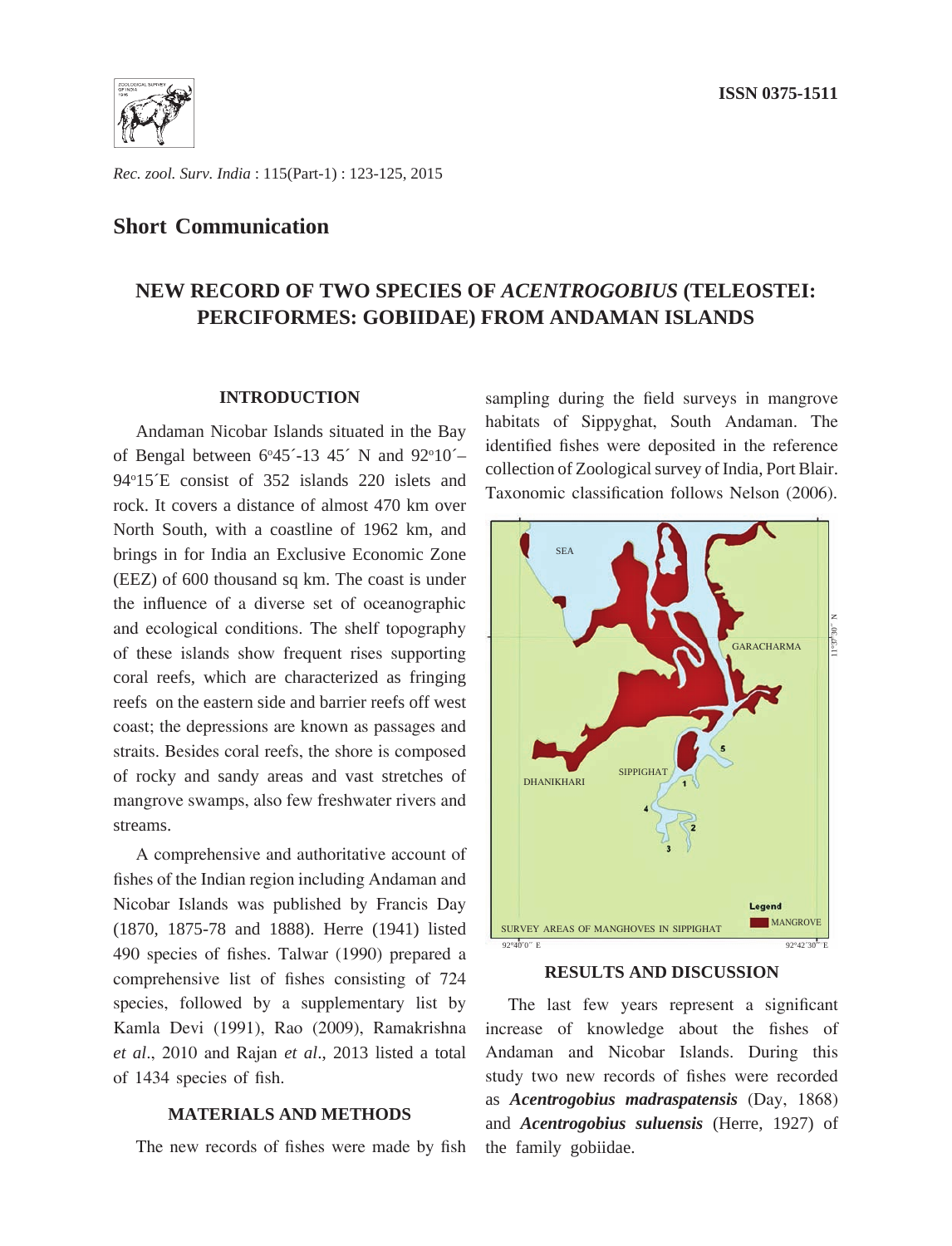ISSN 0375-1511

## Short Communication

# NEW RECORD OF TWO SPECIES OF *ACENTROGOBIUS* (TELEOSTEI: PERCIFORMES: GOBIIDAE) FROM ANDAMAN ISLANDS

### INTRODUCTION

Andaman Nicobar Islands situated in the Bay of Bengal between 6°45´-13 45´ N and 92°10´–94°15´E consist of 352 islands 220 islets and rock. It covers a distance of almost 470 km over North South, with a coastline of 1962 km, and brings in for India an Exclusive Economic Zone (EEZ) of 600 thousand sq km. The coast is under the influence of a diverse set of oceanographic and ecological conditions. The shelf topography of these islands show frequent rises supporting coral reefs, which are characterized as fringing reefs on the eastern side and barrier reefs off west coast; the depressions are known as passages and straits. Besides coral reefs, the shore is composed of rocky and sandy areas and vast stretches of mangrove swamps, also few freshwater rivers and streams.

A comprehensive and authoritative account of fishes of the Indian region including Andaman and Nicobar Islands was published by Francis Day (1870, 1875-78 and 1888). Herre (1941) listed 490 species of fishes. Talwar (1990) prepared a comprehensive list of fishes consisting of 724 species, followed by a supplementary list by Kamla Devi (1991), Rao (2009), Ramakrishna *et al*., 2010 and Rajan *et al*., 2013 listed a total of 1434 species of fish.

### MATERIALS AND METHODS

The new records of fishes were made by fish sampling during the field surveys in mangrove habitats of Sippyghat, South Andaman. The identified fishes were deposited in the reference collection of Zoological survey of India, Port Blair. Taxonomic classification follows Nelson (2006).

SEA, GARACHARMA, SIPPIGHAT, DHANIKHARI, 1, 2, 3, 4, 5

Legend: MANGROVE

SURVEY AREAS OF MANGHOVES IN SIPPIGHAT

92°40´0˝ E — 92°42´30˝ E — 11°37´30˝ N

### RESULTS AND DISCUSSION

The last few years represent a significant increase of knowledge about the fishes of Andaman and Nicobar Islands. During this study two new records of fishes were recorded as ***Acentrogobius madraspatensis*** (Day, 1868) and ***Acentrogobius suluensis*** (Herre, 1927) of the family gobiidae.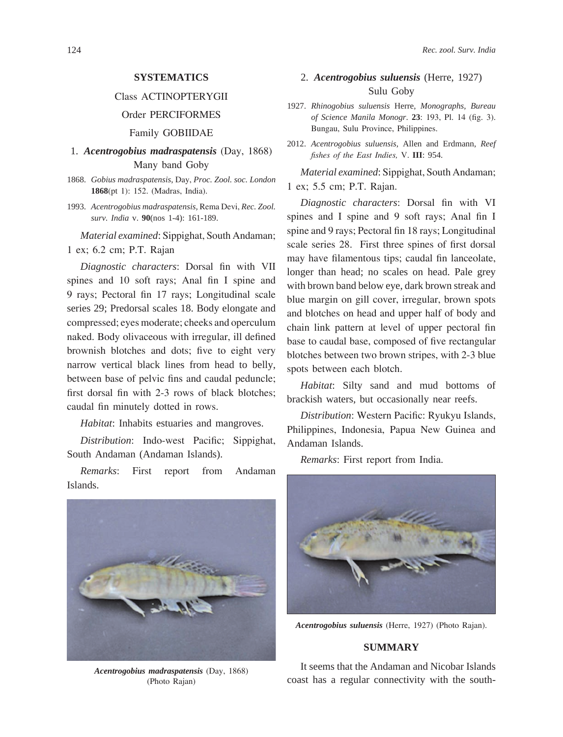## SYSTEMATICS

Class ACTINOPTERYGII

Order PERCIFORMES

Family GOBIIDAE

### 1. ***Acentrogobius madraspatensis*** (Day, 1868)

Many band Goby

1868. *Gobius madraspatensis,* Day, *Proc. Zool. soc. London* **1868**(pt 1): 152. (Madras, India).

1993. *Acentrogobius madraspatensis,* Rema Devi, *Rec. Zool. surv. India* v. **90**(nos 1-4): 161-189.

*Material examined*: Sippighat, South Andaman; 1 ex; 6.2 cm; P.T. Rajan

*Diagnostic characters*: Dorsal fin with VII spines and 10 soft rays; Anal fin I spine and 9 rays; Pectoral fin 17 rays; Longitudinal scale series 29; Predorsal scales 18. Body elongate and compressed; eyes moderate; cheeks and operculum naked. Body olivaceous with irregular, ill defined brownish blotches and dots; five to eight very narrow vertical black lines from head to belly, between base of pelvic fins and caudal peduncle; first dorsal fin with 2-3 rows of black blotches; caudal fin minutely dotted in rows.

*Habitat*: Inhabits estuaries and mangroves.

*Distribution*: Indo-west Pacific; Sippighat, South Andaman (Andaman Islands).

*Remarks*: First report from Andaman Islands.

***Acentrogobius madraspatensis*** (Day, 1868) (Photo Rajan)

### 2. ***Acentrogobius suluensis*** (Herre, 1927)

Sulu Goby

1927. *Rhinogobius suluensis* Herre, *Monographs, Bureau of Science Manila Monogr*. **23**: 193, Pl. 14 (fig. 3). Bungau, Sulu Province, Philippines.

2012. *Acentrogobius suluensis,* Allen and Erdmann, *Reef fishes of the East Indies,* V. **III**: 954.

*Material examined*: Sippighat, South Andaman; 1 ex; 5.5 cm; P.T. Rajan.

*Diagnostic characters*: Dorsal fin with VI spines and I spine and 9 soft rays; Anal fin I spine and 9 rays; Pectoral fin 18 rays; Longitudinal scale series 28. First three spines of first dorsal may have filamentous tips; caudal fin lanceolate, longer than head; no scales on head. Pale grey with brown band below eye, dark brown streak and blue margin on gill cover, irregular, brown spots and blotches on head and upper half of body and chain link pattern at level of upper pectoral fin base to caudal base, composed of five rectangular blotches between two brown stripes, with 2-3 blue spots between each blotch.

*Habitat*: Silty sand and mud bottoms of brackish waters, but occasionally near reefs.

*Distribution*: Western Pacific: Ryukyu Islands, Philippines, Indonesia, Papua New Guinea and Andaman Islands.

*Remarks*: First report from India.

***Acentrogobius suluensis*** (Herre, 1927) (Photo Rajan).

## SUMMARY

It seems that the Andaman and Nicobar Islands coast has a regular connectivity with the south-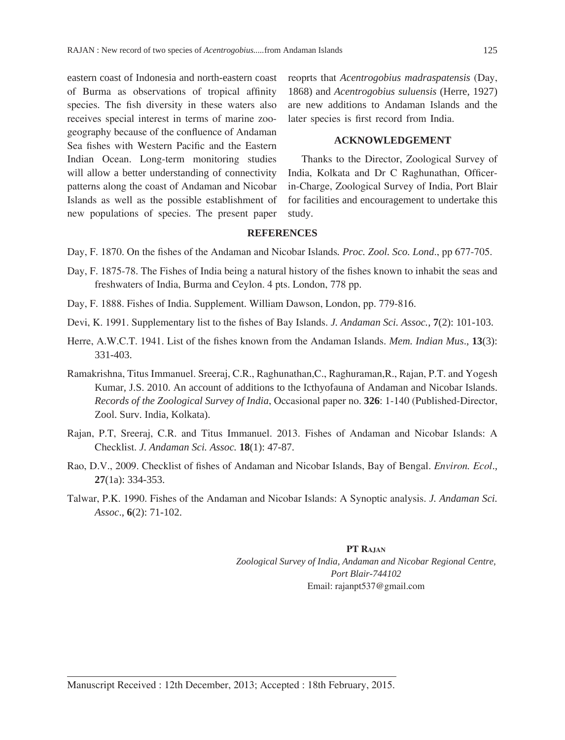eastern coast of Indonesia and north-eastern coast of Burma as observations of tropical affinity species. The fish diversity in these waters also receives special interest in terms of marine zoo-geography because of the confluence of Andaman Sea fishes with Western Pacific and the Eastern Indian Ocean. Long-term monitoring studies will allow a better understanding of connectivity patterns along the coast of Andaman and Nicobar Islands as well as the possible establishment of new populations of species. The present paper reoprts that *Acentrogobius madraspatensis* (Day, 1868) and *Acentrogobius suluensis* (Herre, 1927) are new additions to Andaman Islands and the later species is first record from India.

## ACKNOWLEDGEMENT

Thanks to the Director, Zoological Survey of India, Kolkata and Dr C Raghunathan, Officer-in-Charge, Zoological Survey of India, Port Blair for facilities and encouragement to undertake this study.

## REFERENCES

Day, F. 1870. On the fishes of the Andaman and Nicobar Islands. *Proc. Zool. Sco. Lond*., pp 677-705.

Day, F. 1875-78. The Fishes of India being a natural history of the fishes known to inhabit the seas and freshwaters of India, Burma and Ceylon. 4 pts. London, 778 pp.

Day, F. 1888. Fishes of India. Supplement. William Dawson, London, pp. 779-816.

Devi, K. 1991. Supplementary list to the fishes of Bay Islands. *J. Andaman Sci. Assoc.*, **7**(2): 101-103.

Herre, A.W.C.T. 1941. List of the fishes known from the Andaman Islands. *Mem. Indian Mus.*, **13**(3): 331-403.

Ramakrishna, Titus Immanuel. Sreeraj, C.R., Raghunathan,C., Raghuraman,R., Rajan, P.T. and Yogesh Kumar, J.S. 2010. An account of additions to the Icthyofauna of Andaman and Nicobar Islands. *Records of the Zoological Survey of India*, Occasional paper no. **326**: 1-140 (Published-Director, Zool. Surv. India, Kolkata).

Rajan, P.T, Sreeraj, C.R. and Titus Immanuel. 2013. Fishes of Andaman and Nicobar Islands: A Checklist. *J. Andaman Sci. Assoc.* **18**(1): 47-87.

Rao, D.V., 2009. Checklist of fishes of Andaman and Nicobar Islands, Bay of Bengal. *Environ. Ecol*., **27**(1a): 334-353.

Talwar, P.K. 1990. Fishes of the Andaman and Nicobar Islands: A Synoptic analysis. *J. Andaman Sci. Assoc*., **6**(2): 71-102.

**PT Rajan**
*Zoological Survey of India, Andaman and Nicobar Regional Centre, Port Blair-744102*
Email: rajanpt537@gmail.com

Manuscript Received : 12th December, 2013; Accepted : 18th February, 2015.